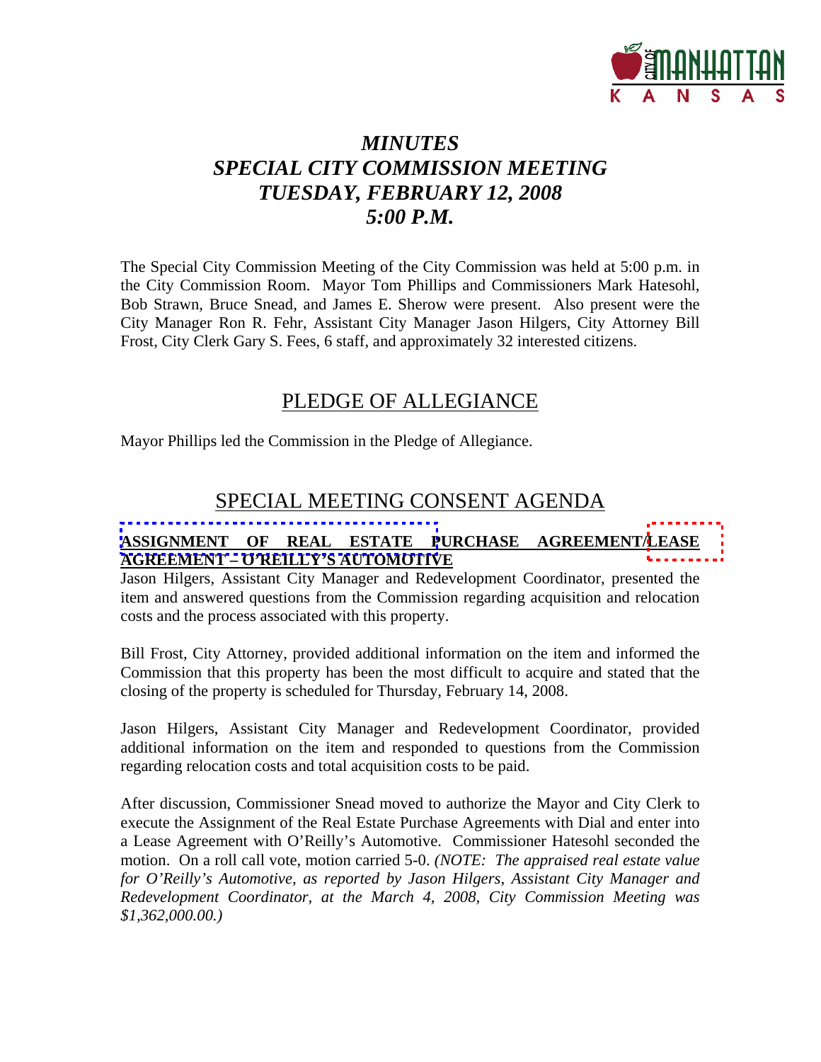# *MINUTES*
# *SPECIAL CITY COMMISSION MEETING*
# *TUESDAY, FEBRUARY 12, 2008*
# *5:00 P.M.*

The Special City Commission Meeting of the City Commission was held at 5:00 p.m. in the City Commission Room. Mayor Tom Phillips and Commissioners Mark Hatesohl, Bob Strawn, Bruce Snead, and James E. Sherow were present. Also present were the City Manager Ron R. Fehr, Assistant City Manager Jason Hilgers, City Attorney Bill Frost, City Clerk Gary S. Fees, 6 staff, and approximately 32 interested citizens.

## PLEDGE OF ALLEGIANCE

Mayor Phillips led the Commission in the Pledge of Allegiance.

## SPECIAL MEETING CONSENT AGENDA

**ASSIGNMENT OF REAL ESTATE PURCHASE AGREEMENT/LEASE AGREEMENT – O'REILLY'S AUTOMOTIVE**

Jason Hilgers, Assistant City Manager and Redevelopment Coordinator, presented the item and answered questions from the Commission regarding acquisition and relocation costs and the process associated with this property.

Bill Frost, City Attorney, provided additional information on the item and informed the Commission that this property has been the most difficult to acquire and stated that the closing of the property is scheduled for Thursday, February 14, 2008.

Jason Hilgers, Assistant City Manager and Redevelopment Coordinator, provided additional information on the item and responded to questions from the Commission regarding relocation costs and total acquisition costs to be paid.

After discussion, Commissioner Snead moved to authorize the Mayor and City Clerk to execute the Assignment of the Real Estate Purchase Agreements with Dial and enter into a Lease Agreement with O'Reilly's Automotive. Commissioner Hatesohl seconded the motion. On a roll call vote, motion carried 5-0. *(NOTE: The appraised real estate value for O'Reilly's Automotive, as reported by Jason Hilgers, Assistant City Manager and Redevelopment Coordinator, at the March 4, 2008, City Commission Meeting was $1,362,000.00.)*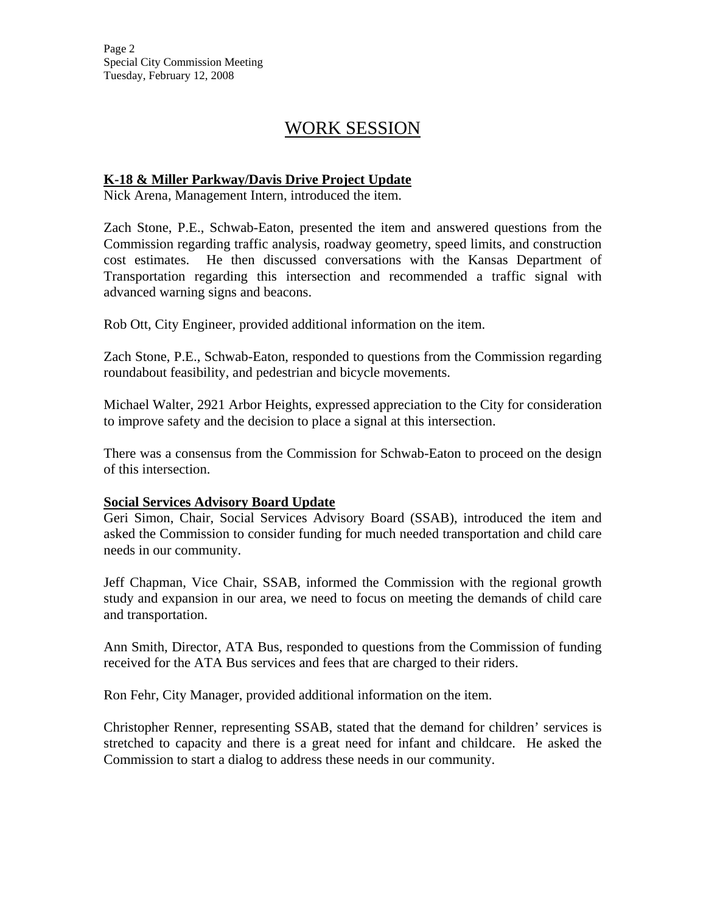# WORK SESSION

**K-18 & Miller Parkway/Davis Drive Project Update**

Nick Arena, Management Intern, introduced the item.

Zach Stone, P.E., Schwab-Eaton, presented the item and answered questions from the Commission regarding traffic analysis, roadway geometry, speed limits, and construction cost estimates. He then discussed conversations with the Kansas Department of Transportation regarding this intersection and recommended a traffic signal with advanced warning signs and beacons.

Rob Ott, City Engineer, provided additional information on the item.

Zach Stone, P.E., Schwab-Eaton, responded to questions from the Commission regarding roundabout feasibility, and pedestrian and bicycle movements.

Michael Walter, 2921 Arbor Heights, expressed appreciation to the City for consideration to improve safety and the decision to place a signal at this intersection.

There was a consensus from the Commission for Schwab-Eaton to proceed on the design of this intersection.

**Social Services Advisory Board Update**

Geri Simon, Chair, Social Services Advisory Board (SSAB), introduced the item and asked the Commission to consider funding for much needed transportation and child care needs in our community.

Jeff Chapman, Vice Chair, SSAB, informed the Commission with the regional growth study and expansion in our area, we need to focus on meeting the demands of child care and transportation.

Ann Smith, Director, ATA Bus, responded to questions from the Commission of funding received for the ATA Bus services and fees that are charged to their riders.

Ron Fehr, City Manager, provided additional information on the item.

Christopher Renner, representing SSAB, stated that the demand for children' services is stretched to capacity and there is a great need for infant and childcare. He asked the Commission to start a dialog to address these needs in our community.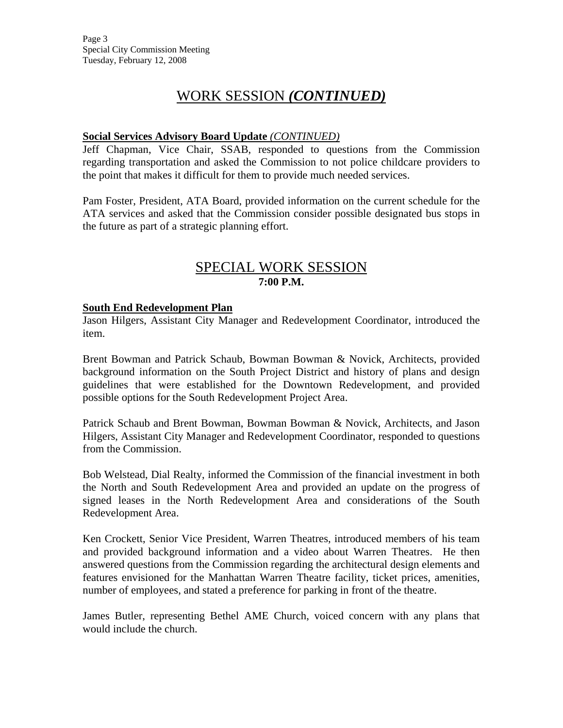# WORK SESSION *(CONTINUED)*

**Social Services Advisory Board Update** *(CONTINUED)*

Jeff Chapman, Vice Chair, SSAB, responded to questions from the Commission regarding transportation and asked the Commission to not police childcare providers to the point that makes it difficult for them to provide much needed services.

Pam Foster, President, ATA Board, provided information on the current schedule for the ATA services and asked that the Commission consider possible designated bus stops in the future as part of a strategic planning effort.

# SPECIAL WORK SESSION

**7:00 P.M.**

**South End Redevelopment Plan**

Jason Hilgers, Assistant City Manager and Redevelopment Coordinator, introduced the item.

Brent Bowman and Patrick Schaub, Bowman Bowman & Novick, Architects, provided background information on the South Project District and history of plans and design guidelines that were established for the Downtown Redevelopment, and provided possible options for the South Redevelopment Project Area.

Patrick Schaub and Brent Bowman, Bowman Bowman & Novick, Architects, and Jason Hilgers, Assistant City Manager and Redevelopment Coordinator, responded to questions from the Commission.

Bob Welstead, Dial Realty, informed the Commission of the financial investment in both the North and South Redevelopment Area and provided an update on the progress of signed leases in the North Redevelopment Area and considerations of the South Redevelopment Area.

Ken Crockett, Senior Vice President, Warren Theatres, introduced members of his team and provided background information and a video about Warren Theatres. He then answered questions from the Commission regarding the architectural design elements and features envisioned for the Manhattan Warren Theatre facility, ticket prices, amenities, number of employees, and stated a preference for parking in front of the theatre.

James Butler, representing Bethel AME Church, voiced concern with any plans that would include the church.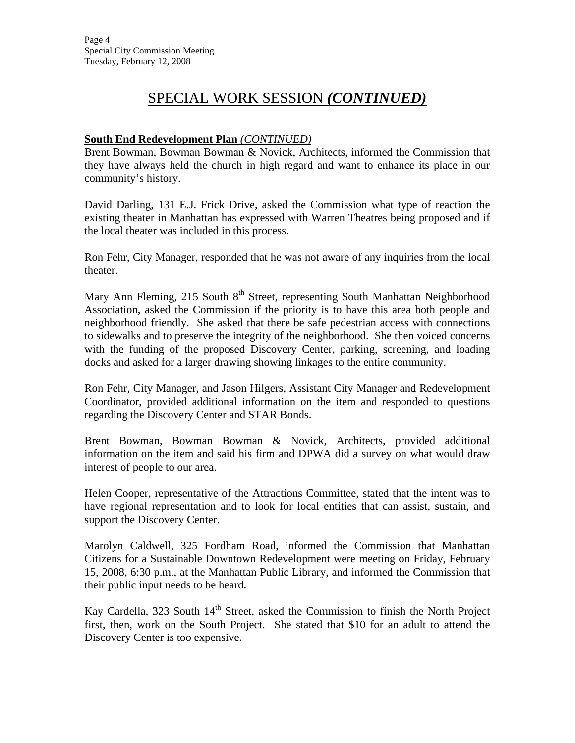# SPECIAL WORK SESSION *(CONTINUED)*

**South End Redevelopment Plan** *(CONTINUED)*
Brent Bowman, Bowman Bowman & Novick, Architects, informed the Commission that they have always held the church in high regard and want to enhance its place in our community's history.

David Darling, 131 E.J. Frick Drive, asked the Commission what type of reaction the existing theater in Manhattan has expressed with Warren Theatres being proposed and if the local theater was included in this process.

Ron Fehr, City Manager, responded that he was not aware of any inquiries from the local theater.

Mary Ann Fleming, 215 South 8th Street, representing South Manhattan Neighborhood Association, asked the Commission if the priority is to have this area both people and neighborhood friendly. She asked that there be safe pedestrian access with connections to sidewalks and to preserve the integrity of the neighborhood. She then voiced concerns with the funding of the proposed Discovery Center, parking, screening, and loading docks and asked for a larger drawing showing linkages to the entire community.

Ron Fehr, City Manager, and Jason Hilgers, Assistant City Manager and Redevelopment Coordinator, provided additional information on the item and responded to questions regarding the Discovery Center and STAR Bonds.

Brent Bowman, Bowman Bowman & Novick, Architects, provided additional information on the item and said his firm and DPWA did a survey on what would draw interest of people to our area.

Helen Cooper, representative of the Attractions Committee, stated that the intent was to have regional representation and to look for local entities that can assist, sustain, and support the Discovery Center.

Marolyn Caldwell, 325 Fordham Road, informed the Commission that Manhattan Citizens for a Sustainable Downtown Redevelopment were meeting on Friday, February 15, 2008, 6:30 p.m., at the Manhattan Public Library, and informed the Commission that their public input needs to be heard.

Kay Cardella, 323 South 14th Street, asked the Commission to finish the North Project first, then, work on the South Project. She stated that $10 for an adult to attend the Discovery Center is too expensive.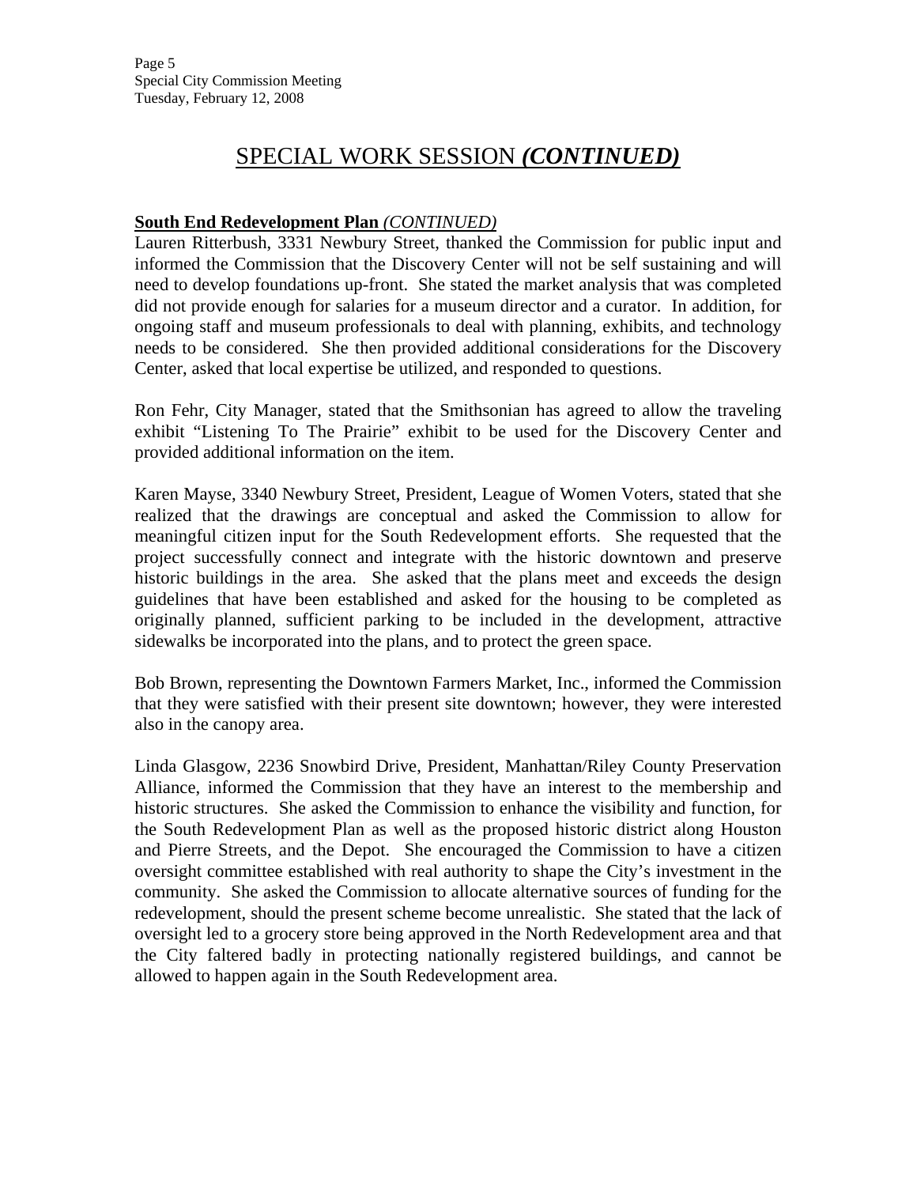# SPECIAL WORK SESSION *(CONTINUED)*

**South End Redevelopment Plan** *(CONTINUED)*

Lauren Ritterbush, 3331 Newbury Street, thanked the Commission for public input and informed the Commission that the Discovery Center will not be self sustaining and will need to develop foundations up-front. She stated the market analysis that was completed did not provide enough for salaries for a museum director and a curator. In addition, for ongoing staff and museum professionals to deal with planning, exhibits, and technology needs to be considered. She then provided additional considerations for the Discovery Center, asked that local expertise be utilized, and responded to questions.

Ron Fehr, City Manager, stated that the Smithsonian has agreed to allow the traveling exhibit "Listening To The Prairie" exhibit to be used for the Discovery Center and provided additional information on the item.

Karen Mayse, 3340 Newbury Street, President, League of Women Voters, stated that she realized that the drawings are conceptual and asked the Commission to allow for meaningful citizen input for the South Redevelopment efforts. She requested that the project successfully connect and integrate with the historic downtown and preserve historic buildings in the area. She asked that the plans meet and exceeds the design guidelines that have been established and asked for the housing to be completed as originally planned, sufficient parking to be included in the development, attractive sidewalks be incorporated into the plans, and to protect the green space.

Bob Brown, representing the Downtown Farmers Market, Inc., informed the Commission that they were satisfied with their present site downtown; however, they were interested also in the canopy area.

Linda Glasgow, 2236 Snowbird Drive, President, Manhattan/Riley County Preservation Alliance, informed the Commission that they have an interest to the membership and historic structures. She asked the Commission to enhance the visibility and function, for the South Redevelopment Plan as well as the proposed historic district along Houston and Pierre Streets, and the Depot. She encouraged the Commission to have a citizen oversight committee established with real authority to shape the City's investment in the community. She asked the Commission to allocate alternative sources of funding for the redevelopment, should the present scheme become unrealistic. She stated that the lack of oversight led to a grocery store being approved in the North Redevelopment area and that the City faltered badly in protecting nationally registered buildings, and cannot be allowed to happen again in the South Redevelopment area.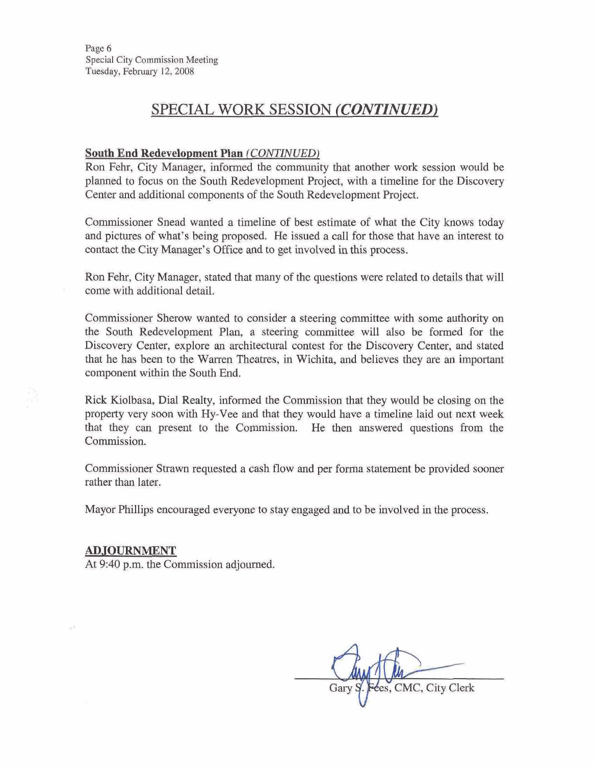## SPECIAL WORK SESSION *(CONTINUED)*

**South End Redevelopment Plan** *(CONTINUED)*

Ron Fehr, City Manager, informed the community that another work session would be planned to focus on the South Redevelopment Project, with a timeline for the Discovery Center and additional components of the South Redevelopment Project.

Commissioner Snead wanted a timeline of best estimate of what the City knows today and pictures of what's being proposed. He issued a call for those that have an interest to contact the City Manager's Office and to get involved in this process.

Ron Fehr, City Manager, stated that many of the questions were related to details that will come with additional detail.

Commissioner Sherow wanted to consider a steering committee with some authority on the South Redevelopment Plan, a steering committee will also be formed for the Discovery Center, explore an architectural contest for the Discovery Center, and stated that he has been to the Warren Theatres, in Wichita, and believes they are an important component within the South End.

Rick Kiolbasa, Dial Realty, informed the Commission that they would be closing on the property very soon with Hy-Vee and that they would have a timeline laid out next week that they can present to the Commission. He then answered questions from the Commission.

Commissioner Strawn requested a cash flow and per forma statement be provided sooner rather than later.

Mayor Phillips encouraged everyone to stay engaged and to be involved in the process.

**ADJOURNMENT**

At 9:40 p.m. the Commission adjourned.

Gary S. Fees, CMC, City Clerk